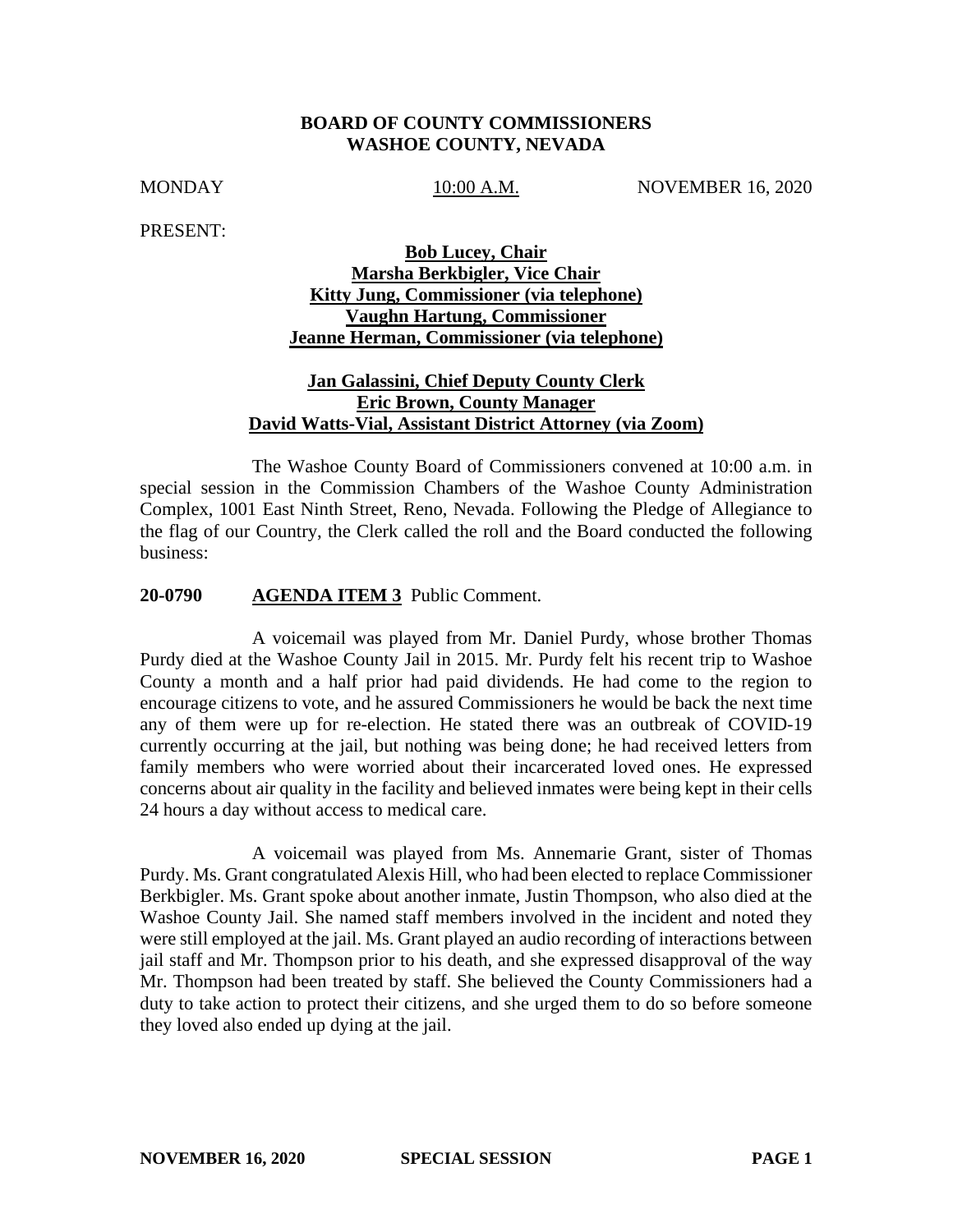**BOARD OF COUNTY COMMISSIONERS**
**WASHOE COUNTY, NEVADA**

MONDAY 10:00 A.M. NOVEMBER 16, 2020

PRESENT:

**Bob Lucey, Chair**
**Marsha Berkbigler, Vice Chair**
**Kitty Jung, Commissioner (via telephone)**
**Vaughn Hartung, Commissioner**
**Jeanne Herman, Commissioner (via telephone)**

**Jan Galassini, Chief Deputy County Clerk**
**Eric Brown, County Manager**
**David Watts-Vial, Assistant District Attorney (via Zoom)**

The Washoe County Board of Commissioners convened at 10:00 a.m. in special session in the Commission Chambers of the Washoe County Administration Complex, 1001 East Ninth Street, Reno, Nevada. Following the Pledge of Allegiance to the flag of our Country, the Clerk called the roll and the Board conducted the following business:

**20-0790 AGENDA ITEM 3** Public Comment.

A voicemail was played from Mr. Daniel Purdy, whose brother Thomas Purdy died at the Washoe County Jail in 2015. Mr. Purdy felt his recent trip to Washoe County a month and a half prior had paid dividends. He had come to the region to encourage citizens to vote, and he assured Commissioners he would be back the next time any of them were up for re-election. He stated there was an outbreak of COVID-19 currently occurring at the jail, but nothing was being done; he had received letters from family members who were worried about their incarcerated loved ones. He expressed concerns about air quality in the facility and believed inmates were being kept in their cells 24 hours a day without access to medical care.

A voicemail was played from Ms. Annemarie Grant, sister of Thomas Purdy. Ms. Grant congratulated Alexis Hill, who had been elected to replace Commissioner Berkbigler. Ms. Grant spoke about another inmate, Justin Thompson, who also died at the Washoe County Jail. She named staff members involved in the incident and noted they were still employed at the jail. Ms. Grant played an audio recording of interactions between jail staff and Mr. Thompson prior to his death, and she expressed disapproval of the way Mr. Thompson had been treated by staff. She believed the County Commissioners had a duty to take action to protect their citizens, and she urged them to do so before someone they loved also ended up dying at the jail.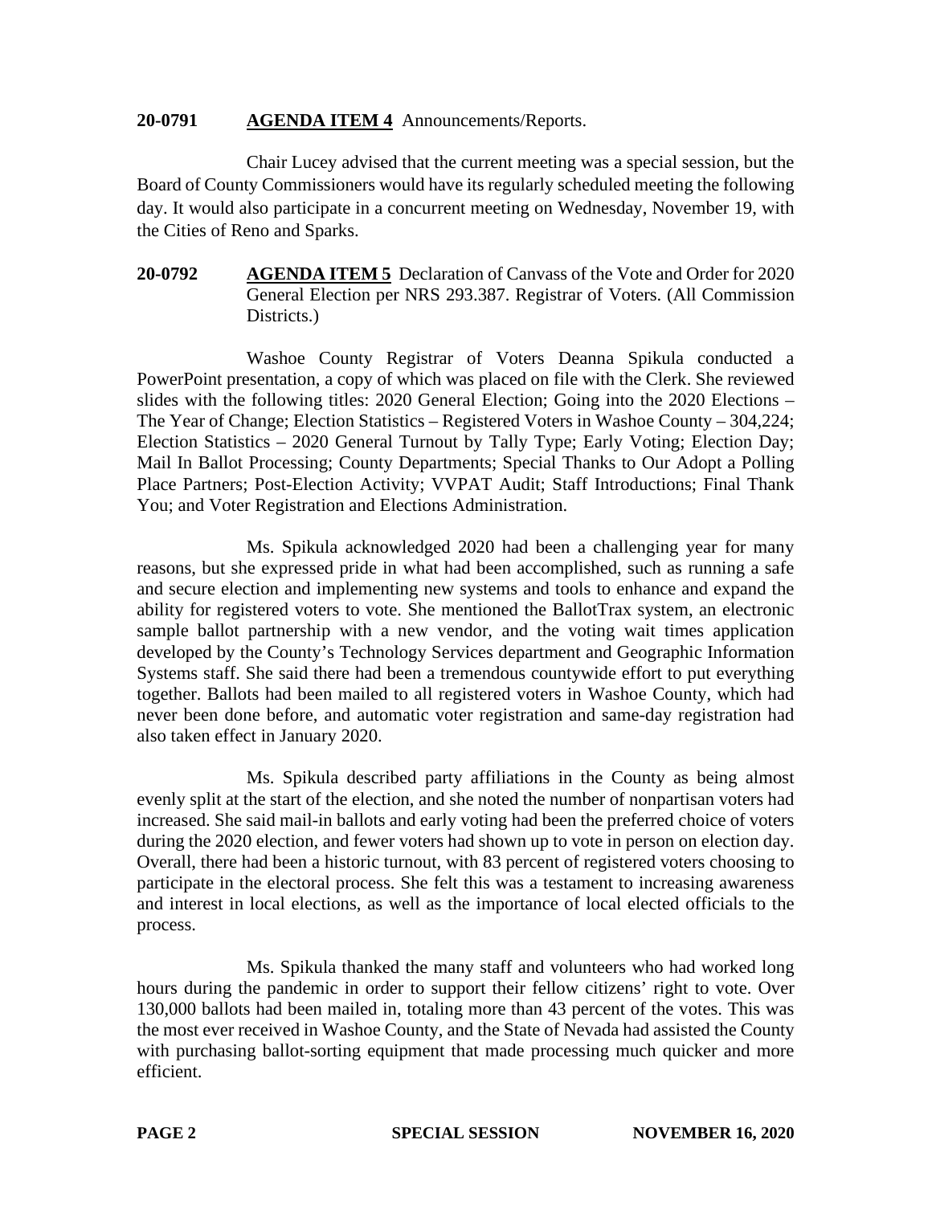**20-0791 AGENDA ITEM 4** Announcements/Reports.

Chair Lucey advised that the current meeting was a special session, but the Board of County Commissioners would have its regularly scheduled meeting the following day. It would also participate in a concurrent meeting on Wednesday, November 19, with the Cities of Reno and Sparks.

**20-0792 AGENDA ITEM 5** Declaration of Canvass of the Vote and Order for 2020 General Election per NRS 293.387. Registrar of Voters. (All Commission Districts.)

Washoe County Registrar of Voters Deanna Spikula conducted a PowerPoint presentation, a copy of which was placed on file with the Clerk. She reviewed slides with the following titles: 2020 General Election; Going into the 2020 Elections – The Year of Change; Election Statistics – Registered Voters in Washoe County – 304,224; Election Statistics – 2020 General Turnout by Tally Type; Early Voting; Election Day; Mail In Ballot Processing; County Departments; Special Thanks to Our Adopt a Polling Place Partners; Post-Election Activity; VVPAT Audit; Staff Introductions; Final Thank You; and Voter Registration and Elections Administration.

Ms. Spikula acknowledged 2020 had been a challenging year for many reasons, but she expressed pride in what had been accomplished, such as running a safe and secure election and implementing new systems and tools to enhance and expand the ability for registered voters to vote. She mentioned the BallotTrax system, an electronic sample ballot partnership with a new vendor, and the voting wait times application developed by the County's Technology Services department and Geographic Information Systems staff. She said there had been a tremendous countywide effort to put everything together. Ballots had been mailed to all registered voters in Washoe County, which had never been done before, and automatic voter registration and same-day registration had also taken effect in January 2020.

Ms. Spikula described party affiliations in the County as being almost evenly split at the start of the election, and she noted the number of nonpartisan voters had increased. She said mail-in ballots and early voting had been the preferred choice of voters during the 2020 election, and fewer voters had shown up to vote in person on election day. Overall, there had been a historic turnout, with 83 percent of registered voters choosing to participate in the electoral process. She felt this was a testament to increasing awareness and interest in local elections, as well as the importance of local elected officials to the process.

Ms. Spikula thanked the many staff and volunteers who had worked long hours during the pandemic in order to support their fellow citizens' right to vote. Over 130,000 ballots had been mailed in, totaling more than 43 percent of the votes. This was the most ever received in Washoe County, and the State of Nevada had assisted the County with purchasing ballot-sorting equipment that made processing much quicker and more efficient.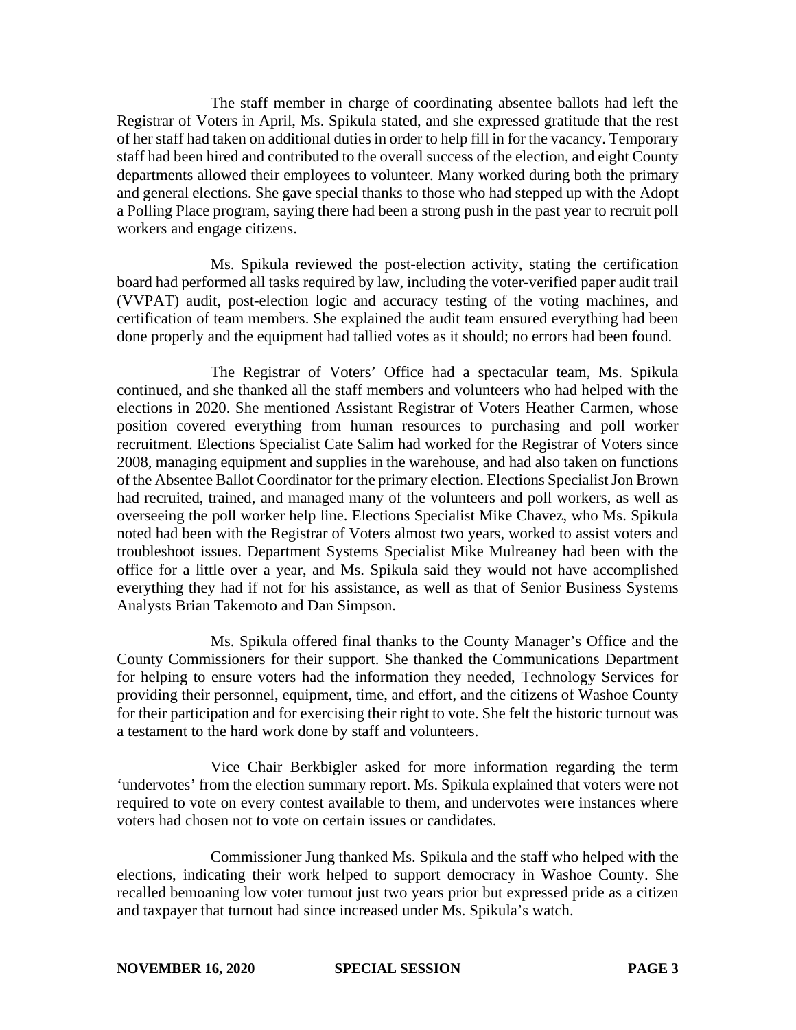The staff member in charge of coordinating absentee ballots had left the Registrar of Voters in April, Ms. Spikula stated, and she expressed gratitude that the rest of her staff had taken on additional duties in order to help fill in for the vacancy. Temporary staff had been hired and contributed to the overall success of the election, and eight County departments allowed their employees to volunteer. Many worked during both the primary and general elections. She gave special thanks to those who had stepped up with the Adopt a Polling Place program, saying there had been a strong push in the past year to recruit poll workers and engage citizens.

Ms. Spikula reviewed the post-election activity, stating the certification board had performed all tasks required by law, including the voter-verified paper audit trail (VVPAT) audit, post-election logic and accuracy testing of the voting machines, and certification of team members. She explained the audit team ensured everything had been done properly and the equipment had tallied votes as it should; no errors had been found.

The Registrar of Voters' Office had a spectacular team, Ms. Spikula continued, and she thanked all the staff members and volunteers who had helped with the elections in 2020. She mentioned Assistant Registrar of Voters Heather Carmen, whose position covered everything from human resources to purchasing and poll worker recruitment. Elections Specialist Cate Salim had worked for the Registrar of Voters since 2008, managing equipment and supplies in the warehouse, and had also taken on functions of the Absentee Ballot Coordinator for the primary election. Elections Specialist Jon Brown had recruited, trained, and managed many of the volunteers and poll workers, as well as overseeing the poll worker help line. Elections Specialist Mike Chavez, who Ms. Spikula noted had been with the Registrar of Voters almost two years, worked to assist voters and troubleshoot issues. Department Systems Specialist Mike Mulreaney had been with the office for a little over a year, and Ms. Spikula said they would not have accomplished everything they had if not for his assistance, as well as that of Senior Business Systems Analysts Brian Takemoto and Dan Simpson.

Ms. Spikula offered final thanks to the County Manager's Office and the County Commissioners for their support. She thanked the Communications Department for helping to ensure voters had the information they needed, Technology Services for providing their personnel, equipment, time, and effort, and the citizens of Washoe County for their participation and for exercising their right to vote. She felt the historic turnout was a testament to the hard work done by staff and volunteers.

Vice Chair Berkbigler asked for more information regarding the term 'undervotes' from the election summary report. Ms. Spikula explained that voters were not required to vote on every contest available to them, and undervotes were instances where voters had chosen not to vote on certain issues or candidates.

Commissioner Jung thanked Ms. Spikula and the staff who helped with the elections, indicating their work helped to support democracy in Washoe County. She recalled bemoaning low voter turnout just two years prior but expressed pride as a citizen and taxpayer that turnout had since increased under Ms. Spikula's watch.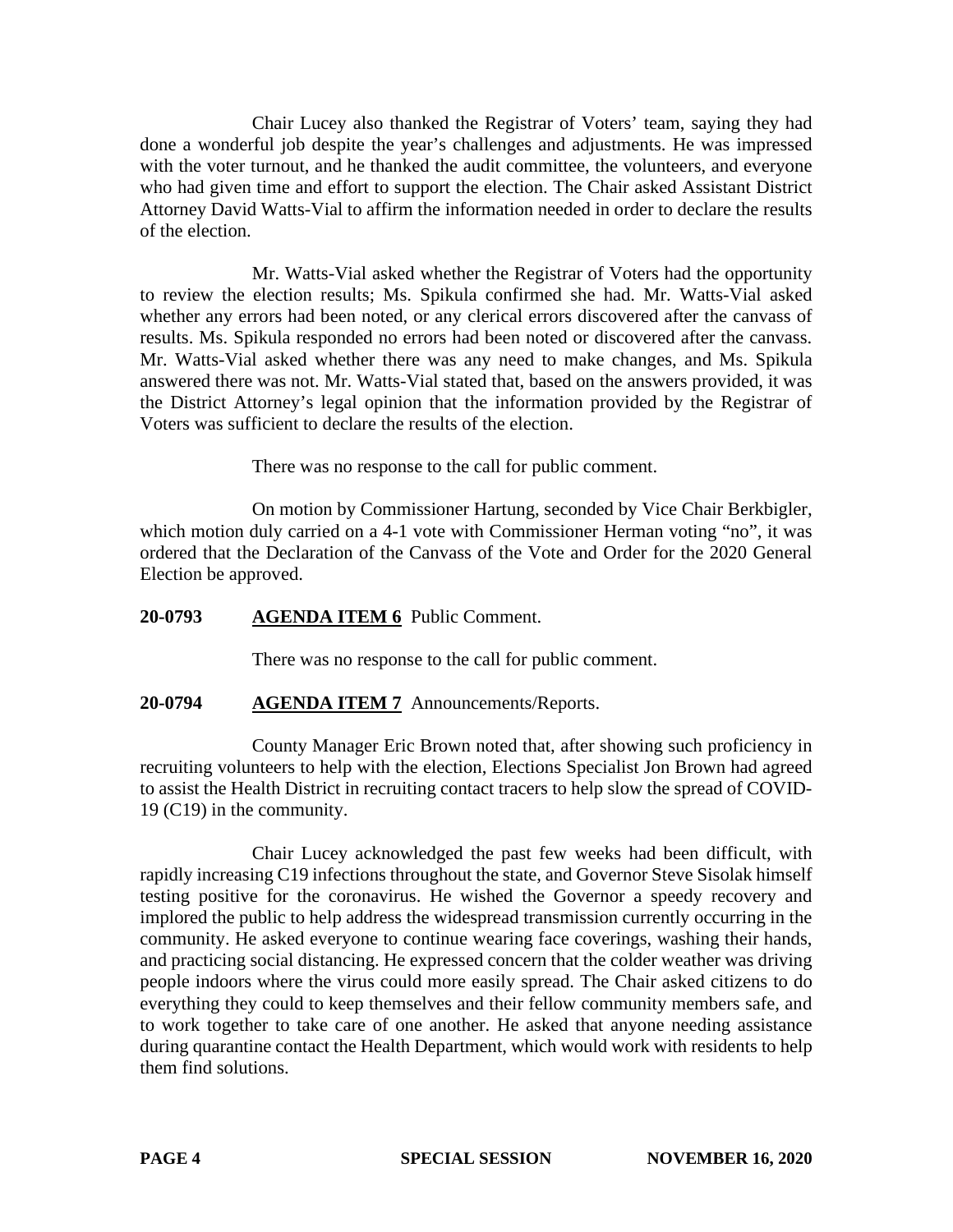Chair Lucey also thanked the Registrar of Voters' team, saying they had done a wonderful job despite the year's challenges and adjustments. He was impressed with the voter turnout, and he thanked the audit committee, the volunteers, and everyone who had given time and effort to support the election. The Chair asked Assistant District Attorney David Watts-Vial to affirm the information needed in order to declare the results of the election.

Mr. Watts-Vial asked whether the Registrar of Voters had the opportunity to review the election results; Ms. Spikula confirmed she had. Mr. Watts-Vial asked whether any errors had been noted, or any clerical errors discovered after the canvass of results. Ms. Spikula responded no errors had been noted or discovered after the canvass. Mr. Watts-Vial asked whether there was any need to make changes, and Ms. Spikula answered there was not. Mr. Watts-Vial stated that, based on the answers provided, it was the District Attorney's legal opinion that the information provided by the Registrar of Voters was sufficient to declare the results of the election.

There was no response to the call for public comment.

On motion by Commissioner Hartung, seconded by Vice Chair Berkbigler, which motion duly carried on a 4-1 vote with Commissioner Herman voting "no", it was ordered that the Declaration of the Canvass of the Vote and Order for the 2020 General Election be approved.

**20-0793 AGENDA ITEM 6** Public Comment.

There was no response to the call for public comment.

**20-0794 AGENDA ITEM 7** Announcements/Reports.

County Manager Eric Brown noted that, after showing such proficiency in recruiting volunteers to help with the election, Elections Specialist Jon Brown had agreed to assist the Health District in recruiting contact tracers to help slow the spread of COVID-19 (C19) in the community.

Chair Lucey acknowledged the past few weeks had been difficult, with rapidly increasing C19 infections throughout the state, and Governor Steve Sisolak himself testing positive for the coronavirus. He wished the Governor a speedy recovery and implored the public to help address the widespread transmission currently occurring in the community. He asked everyone to continue wearing face coverings, washing their hands, and practicing social distancing. He expressed concern that the colder weather was driving people indoors where the virus could more easily spread. The Chair asked citizens to do everything they could to keep themselves and their fellow community members safe, and to work together to take care of one another. He asked that anyone needing assistance during quarantine contact the Health Department, which would work with residents to help them find solutions.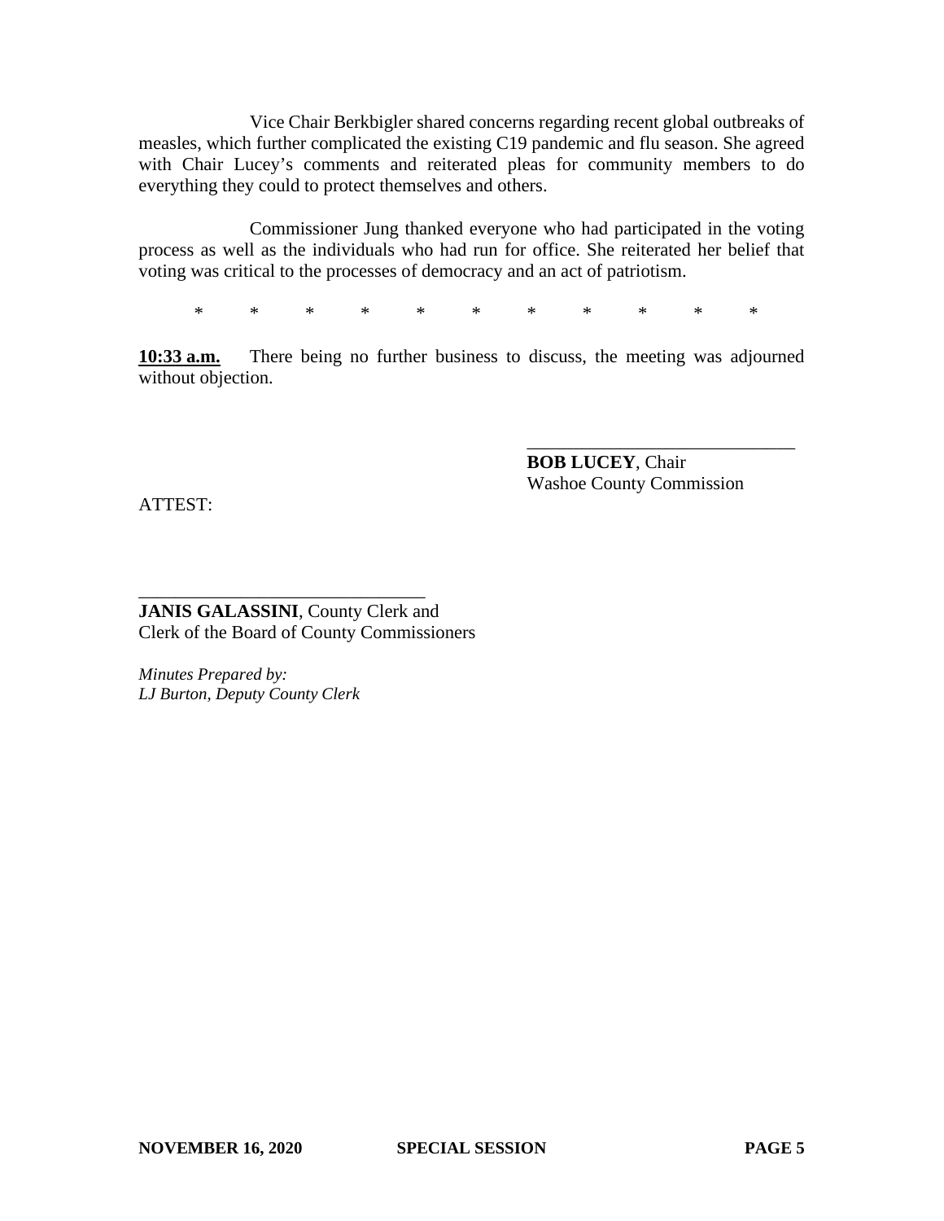Vice Chair Berkbigler shared concerns regarding recent global outbreaks of measles, which further complicated the existing C19 pandemic and flu season. She agreed with Chair Lucey's comments and reiterated pleas for community members to do everything they could to protect themselves and others.

Commissioner Jung thanked everyone who had participated in the voting process as well as the individuals who had run for office. She reiterated her belief that voting was critical to the processes of democracy and an act of patriotism.

\* \* \* \* \* \* \* \* \* \* \*

**10:33 a.m.** There being no further business to discuss, the meeting was adjourned without objection.

\_\_\_\_\_\_\_\_\_\_\_\_\_\_\_\_\_\_\_\_\_\_\_\_\_\_\_\_\_\_
**BOB LUCEY**, Chair
Washoe County Commission

ATTEST:

\_\_\_\_\_\_\_\_\_\_\_\_\_\_\_\_\_\_\_\_\_\_\_\_\_\_\_\_\_\_
**JANIS GALASSINI**, County Clerk and
Clerk of the Board of County Commissioners

*Minutes Prepared by:*
*LJ Burton, Deputy County Clerk*